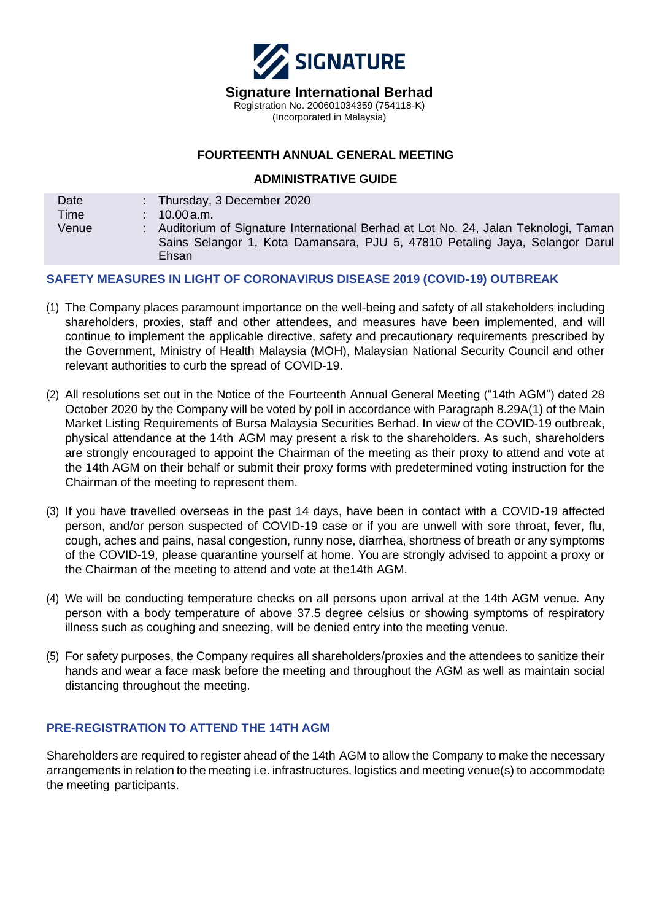**SIGNATURE**

**Signature International Berhad**
Registration No. 200601034359 (754118-K)
(Incorporated in Malaysia)

## FOURTEENTH ANNUAL GENERAL MEETING

### ADMINISTRATIVE GUIDE

| | | |
|---|---|---|
| Date | : | Thursday, 3 December 2020 |
| Time | : | 10.00 a.m. |
| Venue | : | Auditorium of Signature International Berhad at Lot No. 24, Jalan Teknologi, Taman Sains Selangor 1, Kota Damansara, PJU 5, 47810 Petaling Jaya, Selangor Darul Ehsan |

### SAFETY MEASURES IN LIGHT OF CORONAVIRUS DISEASE 2019 (COVID-19) OUTBREAK

(1) The Company places paramount importance on the well-being and safety of all stakeholders including shareholders, proxies, staff and other attendees, and measures have been implemented, and will continue to implement the applicable directive, safety and precautionary requirements prescribed by the Government, Ministry of Health Malaysia (MOH), Malaysian National Security Council and other relevant authorities to curb the spread of COVID-19.

(2) All resolutions set out in the Notice of the Fourteenth Annual General Meeting ("14th AGM") dated 28 October 2020 by the Company will be voted by poll in accordance with Paragraph 8.29A(1) of the Main Market Listing Requirements of Bursa Malaysia Securities Berhad. In view of the COVID-19 outbreak, physical attendance at the 14th AGM may present a risk to the shareholders. As such, shareholders are strongly encouraged to appoint the Chairman of the meeting as their proxy to attend and vote at the 14th AGM on their behalf or submit their proxy forms with predetermined voting instruction for the Chairman of the meeting to represent them.

(3) If you have travelled overseas in the past 14 days, have been in contact with a COVID-19 affected person, and/or person suspected of COVID-19 case or if you are unwell with sore throat, fever, flu, cough, aches and pains, nasal congestion, runny nose, diarrhea, shortness of breath or any symptoms of the COVID-19, please quarantine yourself at home. You are strongly advised to appoint a proxy or the Chairman of the meeting to attend and vote at the14th AGM.

(4) We will be conducting temperature checks on all persons upon arrival at the 14th AGM venue. Any person with a body temperature of above 37.5 degree celsius or showing symptoms of respiratory illness such as coughing and sneezing, will be denied entry into the meeting venue.

(5) For safety purposes, the Company requires all shareholders/proxies and the attendees to sanitize their hands and wear a face mask before the meeting and throughout the AGM as well as maintain social distancing throughout the meeting.

### PRE-REGISTRATION TO ATTEND THE 14TH AGM

Shareholders are required to register ahead of the 14th AGM to allow the Company to make the necessary arrangements in relation to the meeting i.e. infrastructures, logistics and meeting venue(s) to accommodate the meeting participants.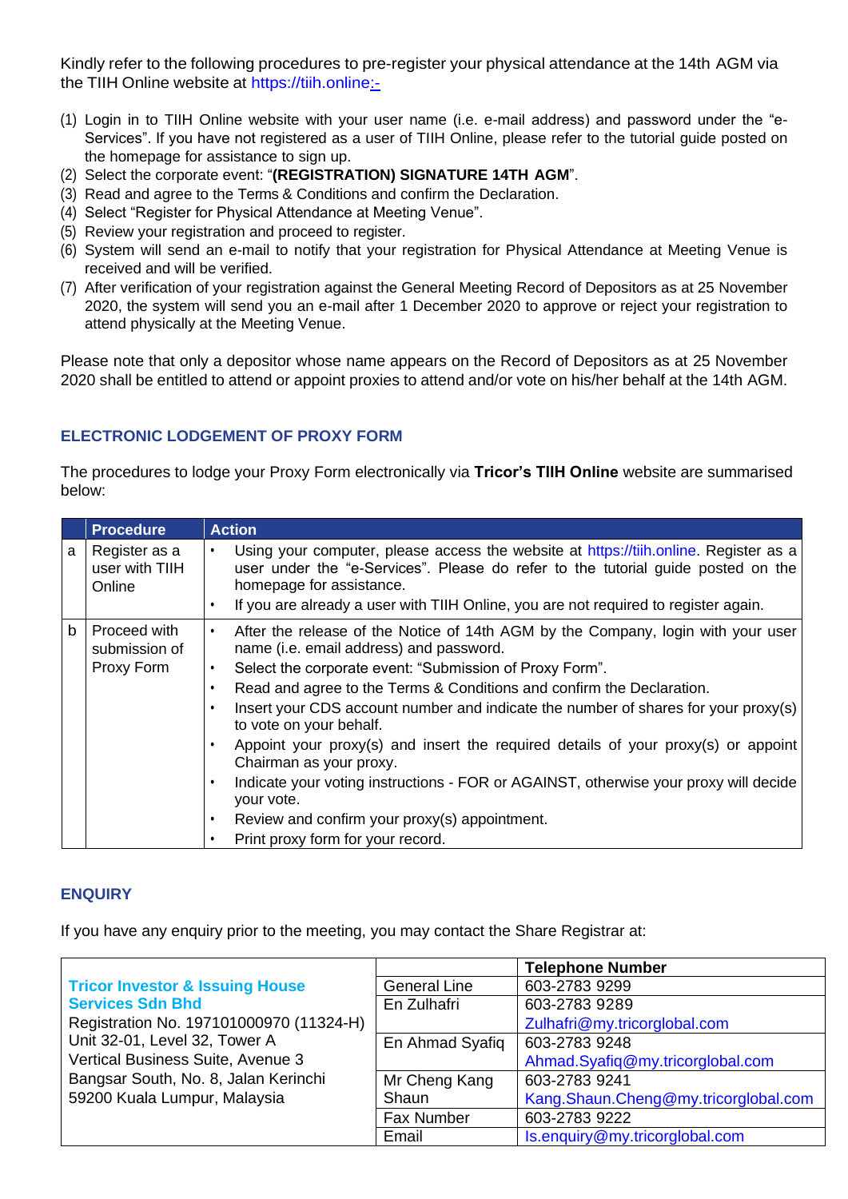Kindly refer to the following procedures to pre-register your physical attendance at the 14th AGM via the TIIH Online website at https://tiih.online:-

(1) Login in to TIIH Online website with your user name (i.e. e-mail address) and password under the "e-Services". If you have not registered as a user of TIIH Online, please refer to the tutorial guide posted on the homepage for assistance to sign up.
(2) Select the corporate event: "**(REGISTRATION) SIGNATURE 14TH AGM**".
(3) Read and agree to the Terms & Conditions and confirm the Declaration.
(4) Select "Register for Physical Attendance at Meeting Venue".
(5) Review your registration and proceed to register.
(6) System will send an e-mail to notify that your registration for Physical Attendance at Meeting Venue is received and will be verified.
(7) After verification of your registration against the General Meeting Record of Depositors as at 25 November 2020, the system will send you an e-mail after 1 December 2020 to approve or reject your registration to attend physically at the Meeting Venue.

Please note that only a depositor whose name appears on the Record of Depositors as at 25 November 2020 shall be entitled to attend or appoint proxies to attend and/or vote on his/her behalf at the 14th AGM.

## ELECTRONIC LODGEMENT OF PROXY FORM

The procedures to lodge your Proxy Form electronically via **Tricor's TIIH Online** website are summarised below:

| | Procedure | Action |
|---|---|---|
| a | Register as a user with TIIH Online | • Using your computer, please access the website at https://tiih.online. Register as a user under the "e-Services". Please do refer to the tutorial guide posted on the homepage for assistance.<br>• If you are already a user with TIIH Online, you are not required to register again. |
| b | Proceed with submission of Proxy Form | • After the release of the Notice of 14th AGM by the Company, login with your user name (i.e. email address) and password.<br>• Select the corporate event: "Submission of Proxy Form".<br>• Read and agree to the Terms & Conditions and confirm the Declaration.<br>• Insert your CDS account number and indicate the number of shares for your proxy(s) to vote on your behalf.<br>• Appoint your proxy(s) and insert the required details of your proxy(s) or appoint Chairman as your proxy.<br>• Indicate your voting instructions - FOR or AGAINST, otherwise your proxy will decide your vote.<br>• Review and confirm your proxy(s) appointment.<br>• Print proxy form for your record. |

## ENQUIRY

If you have any enquiry prior to the meeting, you may contact the Share Registrar at:

| | | Telephone Number |
|---|---|---|
| **Tricor Investor & Issuing House Services Sdn Bhd**<br>Registration No. 197101000970 (11324-H)<br>Unit 32-01, Level 32, Tower A<br>Vertical Business Suite, Avenue 3<br>Bangsar South, No. 8, Jalan Kerinchi<br>59200 Kuala Lumpur, Malaysia | General Line | 603-2783 9299 |
| | En Zulhafri | 603-2783 9289<br>Zulhafri@my.tricorglobal.com |
| | En Ahmad Syafiq | 603-2783 9248<br>Ahmad.Syafiq@my.tricorglobal.com |
| | Mr Cheng Kang Shaun | 603-2783 9241<br>Kang.Shaun.Cheng@my.tricorglobal.com |
| | Fax Number | 603-2783 9222 |
| | Email | Is.enquiry@my.tricorglobal.com |